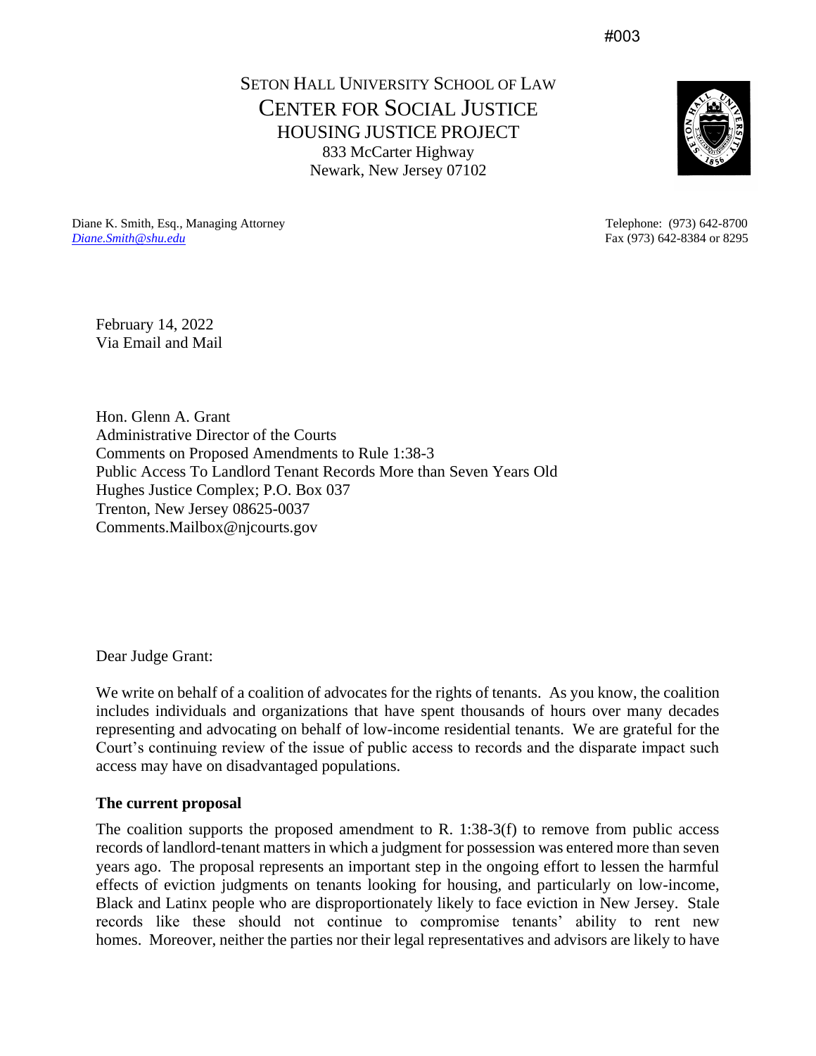#003

SETON HALL UNIVERSITY SCHOOL OF LAW
CENTER FOR SOCIAL JUSTICE
HOUSING JUSTICE PROJECT
833 McCarter Highway
Newark, New Jersey 07102

Diane K. Smith, Esq., Managing Attorney
*Diane.Smith@shu.edu*

Telephone: (973) 642-8700
Fax (973) 642-8384 or 8295

February 14, 2022
Via Email and Mail

Hon. Glenn A. Grant
Administrative Director of the Courts
Comments on Proposed Amendments to Rule 1:38-3
Public Access To Landlord Tenant Records More than Seven Years Old
Hughes Justice Complex; P.O. Box 037
Trenton, New Jersey 08625-0037
Comments.Mailbox@njcourts.gov

Dear Judge Grant:

We write on behalf of a coalition of advocates for the rights of tenants. As you know, the coalition includes individuals and organizations that have spent thousands of hours over many decades representing and advocating on behalf of low-income residential tenants. We are grateful for the Court's continuing review of the issue of public access to records and the disparate impact such access may have on disadvantaged populations.

**The current proposal**

The coalition supports the proposed amendment to R. 1:38-3(f) to remove from public access records of landlord-tenant matters in which a judgment for possession was entered more than seven years ago. The proposal represents an important step in the ongoing effort to lessen the harmful effects of eviction judgments on tenants looking for housing, and particularly on low-income, Black and Latinx people who are disproportionately likely to face eviction in New Jersey. Stale records like these should not continue to compromise tenants' ability to rent new homes. Moreover, neither the parties nor their legal representatives and advisors are likely to have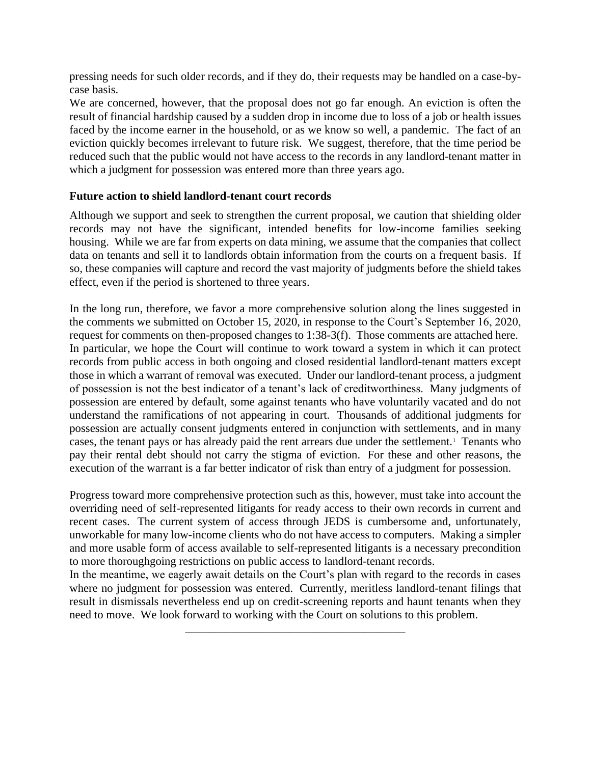pressing needs for such older records, and if they do, their requests may be handled on a case-by-case basis.

We are concerned, however, that the proposal does not go far enough. An eviction is often the result of financial hardship caused by a sudden drop in income due to loss of a job or health issues faced by the income earner in the household, or as we know so well, a pandemic. The fact of an eviction quickly becomes irrelevant to future risk. We suggest, therefore, that the time period be reduced such that the public would not have access to the records in any landlord-tenant matter in which a judgment for possession was entered more than three years ago.

**Future action to shield landlord-tenant court records**

Although we support and seek to strengthen the current proposal, we caution that shielding older records may not have the significant, intended benefits for low-income families seeking housing. While we are far from experts on data mining, we assume that the companies that collect data on tenants and sell it to landlords obtain information from the courts on a frequent basis. If so, these companies will capture and record the vast majority of judgments before the shield takes effect, even if the period is shortened to three years.

In the long run, therefore, we favor a more comprehensive solution along the lines suggested in the comments we submitted on October 15, 2020, in response to the Court's September 16, 2020, request for comments on then-proposed changes to 1:38-3(f). Those comments are attached here. In particular, we hope the Court will continue to work toward a system in which it can protect records from public access in both ongoing and closed residential landlord-tenant matters except those in which a warrant of removal was executed. Under our landlord-tenant process, a judgment of possession is not the best indicator of a tenant's lack of creditworthiness. Many judgments of possession are entered by default, some against tenants who have voluntarily vacated and do not understand the ramifications of not appearing in court. Thousands of additional judgments for possession are actually consent judgments entered in conjunction with settlements, and in many cases, the tenant pays or has already paid the rent arrears due under the settlement.[1] Tenants who pay their rental debt should not carry the stigma of eviction. For these and other reasons, the execution of the warrant is a far better indicator of risk than entry of a judgment for possession.

Progress toward more comprehensive protection such as this, however, must take into account the overriding need of self-represented litigants for ready access to their own records in current and recent cases. The current system of access through JEDS is cumbersome and, unfortunately, unworkable for many low-income clients who do not have access to computers. Making a simpler and more usable form of access available to self-represented litigants is a necessary precondition to more thoroughgoing restrictions on public access to landlord-tenant records.

In the meantime, we eagerly await details on the Court's plan with regard to the records in cases where no judgment for possession was entered. Currently, meritless landlord-tenant filings that result in dismissals nevertheless end up on credit-screening reports and haunt tenants when they need to move. We look forward to working with the Court on solutions to this problem.

---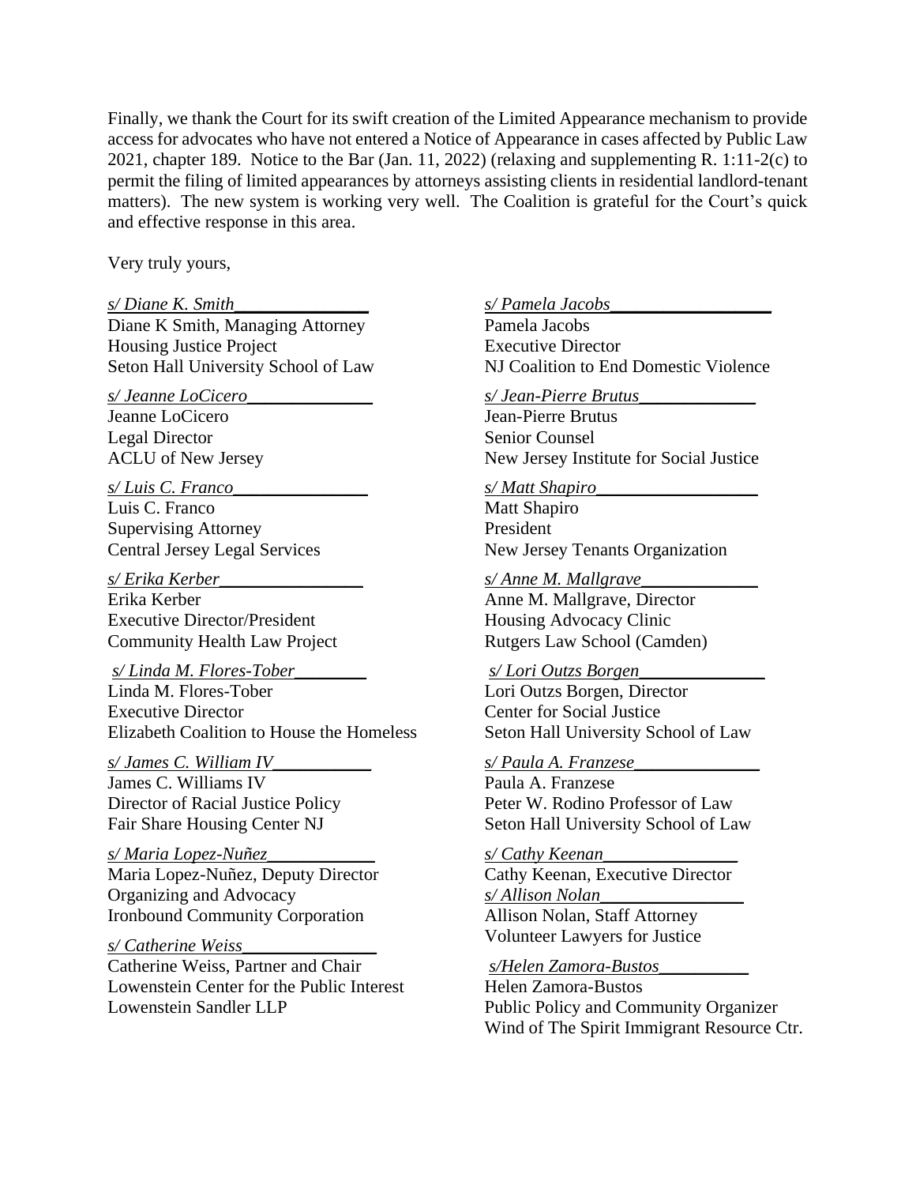Finally, we thank the Court for its swift creation of the Limited Appearance mechanism to provide access for advocates who have not entered a Notice of Appearance in cases affected by Public Law 2021, chapter 189. Notice to the Bar (Jan. 11, 2022) (relaxing and supplementing R. 1:11-2(c) to permit the filing of limited appearances by attorneys assisting clients in residential landlord-tenant matters). The new system is working very well. The Coalition is grateful for the Court's quick and effective response in this area.

Very truly yours,

*s/ Diane K. Smith*
Diane K Smith, Managing Attorney
Housing Justice Project
Seton Hall University School of Law

*s/ Jeanne LoCicero*
Jeanne LoCicero
Legal Director
ACLU of New Jersey

*s/ Luis C. Franco*
Luis C. Franco
Supervising Attorney
Central Jersey Legal Services

*s/ Erika Kerber*
Erika Kerber
Executive Director/President
Community Health Law Project

*s/ Linda M. Flores-Tober*
Linda M. Flores-Tober
Executive Director
Elizabeth Coalition to House the Homeless

*s/ James C. William IV*
James C. Williams IV
Director of Racial Justice Policy
Fair Share Housing Center NJ

*s/ Maria Lopez-Nuñez*
Maria Lopez-Nuñez, Deputy Director
Organizing and Advocacy
Ironbound Community Corporation

*s/ Catherine Weiss*
Catherine Weiss, Partner and Chair
Lowenstein Center for the Public Interest
Lowenstein Sandler LLP

*s/ Pamela Jacobs*
Pamela Jacobs
Executive Director
NJ Coalition to End Domestic Violence

*s/ Jean-Pierre Brutus*
Jean-Pierre Brutus
Senior Counsel
New Jersey Institute for Social Justice

*s/ Matt Shapiro*
Matt Shapiro
President
New Jersey Tenants Organization

*s/ Anne M. Mallgrave*
Anne M. Mallgrave, Director
Housing Advocacy Clinic
Rutgers Law School (Camden)

*s/ Lori Outzs Borgen*
Lori Outzs Borgen, Director
Center for Social Justice
Seton Hall University School of Law

*s/ Paula A. Franzese*
Paula A. Franzese
Peter W. Rodino Professor of Law
Seton Hall University School of Law

*s/ Cathy Keenan*
Cathy Keenan, Executive Director
*s/ Allison Nolan*
Allison Nolan, Staff Attorney
Volunteer Lawyers for Justice

*s/Helen Zamora-Bustos*
Helen Zamora-Bustos
Public Policy and Community Organizer
Wind of The Spirit Immigrant Resource Ctr.